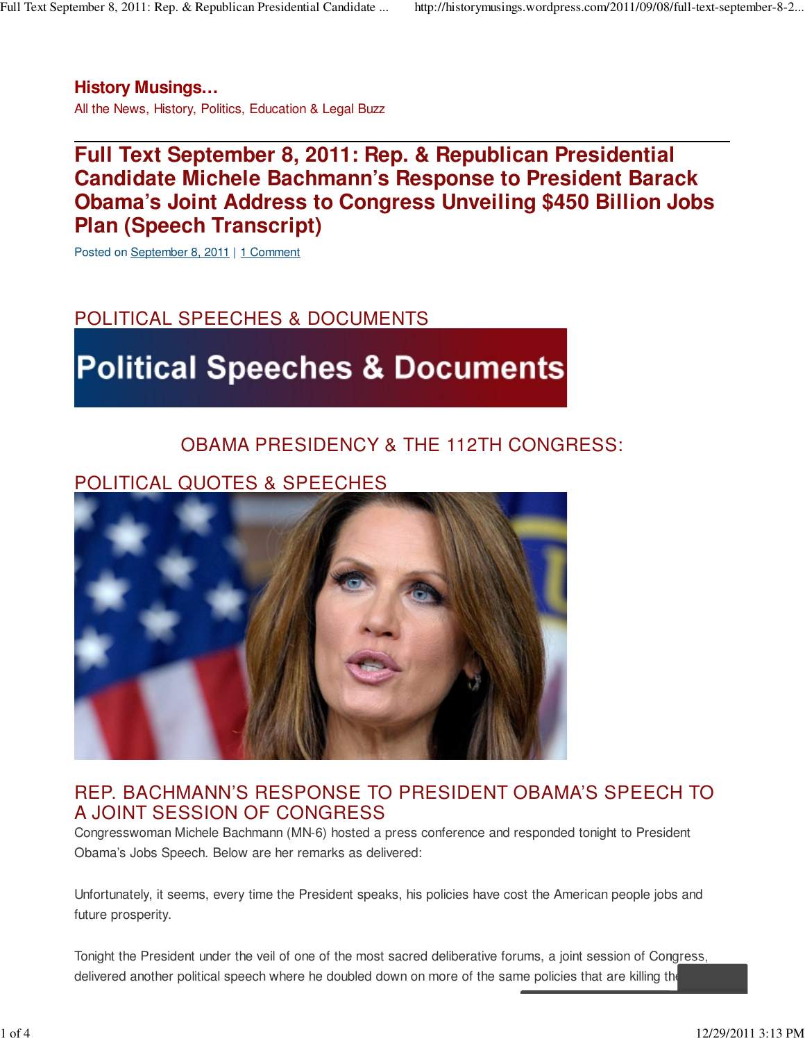# History Musings…

All the News, History, Politics, Education & Legal Buzz

## Full Text September 8, 2011: Rep. & Republican Presidential Candidate Michele Bachmann's Response to President Barack Obama's Joint Address to Congress Unveiling $450 Billion Jobs Plan (Speech Transcript)

Posted on September 8, 2011 | 1 Comment

POLITICAL SPEECHES & DOCUMENTS

Political Speeches & Documents

OBAMA PRESIDENCY & THE 112TH CONGRESS:

POLITICAL QUOTES & SPEECHES

### REP. BACHMANN'S RESPONSE TO PRESIDENT OBAMA'S SPEECH TO A JOINT SESSION OF CONGRESS

Congresswoman Michele Bachmann (MN-6) hosted a press conference and responded tonight to President Obama's Jobs Speech. Below are her remarks as delivered:

Unfortunately, it seems, every time the President speaks, his policies have cost the American people jobs and future prosperity.

Tonight the President under the veil of one of the most sacred deliberative forums, a joint session of Congress, delivered another political speech where he doubled down on more of the same policies that are killing th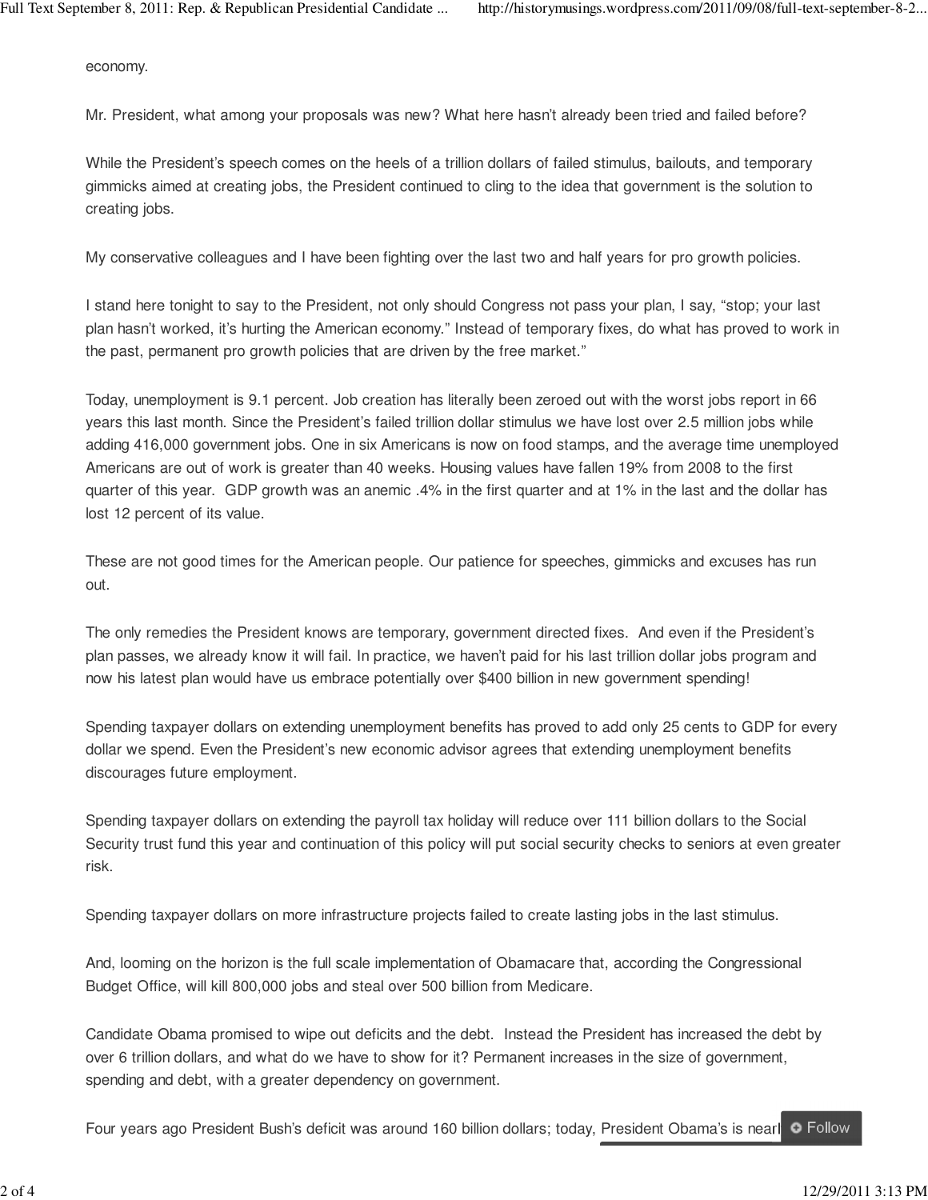economy.

Mr. President, what among your proposals was new? What here hasn't already been tried and failed before?

While the President's speech comes on the heels of a trillion dollars of failed stimulus, bailouts, and temporary gimmicks aimed at creating jobs, the President continued to cling to the idea that government is the solution to creating jobs.

My conservative colleagues and I have been fighting over the last two and half years for pro growth policies.

I stand here tonight to say to the President, not only should Congress not pass your plan, I say, "stop; your last plan hasn't worked, it's hurting the American economy." Instead of temporary fixes, do what has proved to work in the past, permanent pro growth policies that are driven by the free market."

Today, unemployment is 9.1 percent. Job creation has literally been zeroed out with the worst jobs report in 66 years this last month. Since the President's failed trillion dollar stimulus we have lost over 2.5 million jobs while adding 416,000 government jobs. One in six Americans is now on food stamps, and the average time unemployed Americans are out of work is greater than 40 weeks. Housing values have fallen 19% from 2008 to the first quarter of this year. GDP growth was an anemic .4% in the first quarter and at 1% in the last and the dollar has lost 12 percent of its value.

These are not good times for the American people. Our patience for speeches, gimmicks and excuses has run out.

The only remedies the President knows are temporary, government directed fixes. And even if the President's plan passes, we already know it will fail. In practice, we haven't paid for his last trillion dollar jobs program and now his latest plan would have us embrace potentially over $400 billion in new government spending!

Spending taxpayer dollars on extending unemployment benefits has proved to add only 25 cents to GDP for every dollar we spend. Even the President's new economic advisor agrees that extending unemployment benefits discourages future employment.

Spending taxpayer dollars on extending the payroll tax holiday will reduce over 111 billion dollars to the Social Security trust fund this year and continuation of this policy will put social security checks to seniors at even greater risk.

Spending taxpayer dollars on more infrastructure projects failed to create lasting jobs in the last stimulus.

And, looming on the horizon is the full scale implementation of Obamacare that, according the Congressional Budget Office, will kill 800,000 jobs and steal over 500 billion from Medicare.

Candidate Obama promised to wipe out deficits and the debt. Instead the President has increased the debt by over 6 trillion dollars, and what do we have to show for it? Permanent increases in the size of government, spending and debt, with a greater dependency on government.

Four years ago President Bush's deficit was around 160 billion dollars; today, President Obama's is nearl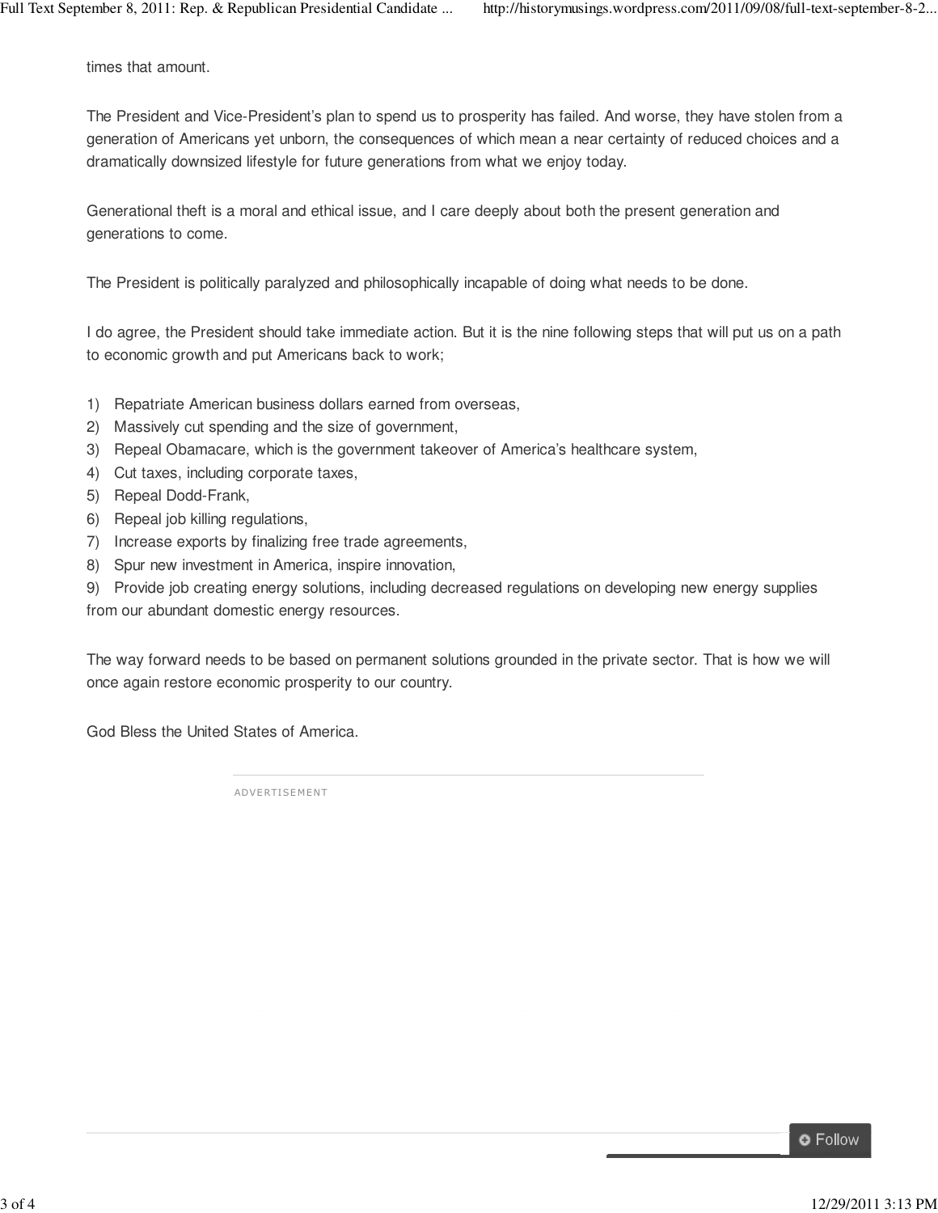times that amount.

The President and Vice-President's plan to spend us to prosperity has failed. And worse, they have stolen from a generation of Americans yet unborn, the consequences of which mean a near certainty of reduced choices and a dramatically downsized lifestyle for future generations from what we enjoy today.

Generational theft is a moral and ethical issue, and I care deeply about both the present generation and generations to come.

The President is politically paralyzed and philosophically incapable of doing what needs to be done.

I do agree, the President should take immediate action. But it is the nine following steps that will put us on a path to economic growth and put Americans back to work;

1) Repatriate American business dollars earned from overseas,
2) Massively cut spending and the size of government,
3) Repeal Obamacare, which is the government takeover of America's healthcare system,
4) Cut taxes, including corporate taxes,
5) Repeal Dodd-Frank,
6) Repeal job killing regulations,
7) Increase exports by finalizing free trade agreements,
8) Spur new investment in America, inspire innovation,
9) Provide job creating energy solutions, including decreased regulations on developing new energy supplies from our abundant domestic energy resources.

The way forward needs to be based on permanent solutions grounded in the private sector. That is how we will once again restore economic prosperity to our country.

God Bless the United States of America.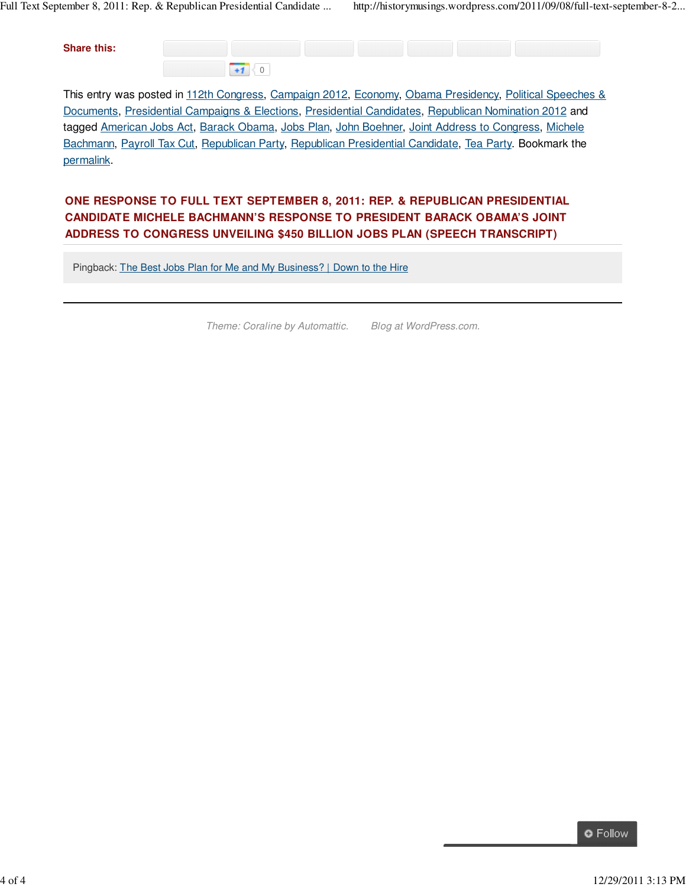**Share this:**

This entry was posted in 112th Congress, Campaign 2012, Economy, Obama Presidency, Political Speeches & Documents, Presidential Campaigns & Elections, Presidential Candidates, Republican Nomination 2012 and tagged American Jobs Act, Barack Obama, Jobs Plan, John Boehner, Joint Address to Congress, Michele Bachmann, Payroll Tax Cut, Republican Party, Republican Presidential Candidate, Tea Party. Bookmark the permalink.

## ONE RESPONSE TO FULL TEXT SEPTEMBER 8, 2011: REP. & REPUBLICAN PRESIDENTIAL CANDIDATE MICHELE BACHMANN'S RESPONSE TO PRESIDENT BARACK OBAMA'S JOINT ADDRESS TO CONGRESS UNVEILING $450 BILLION JOBS PLAN (SPEECH TRANSCRIPT)

Pingback: The Best Jobs Plan for Me and My Business? | Down to the Hire

*Theme: Coraline by Automattic.* *Blog at WordPress.com.*

Follow